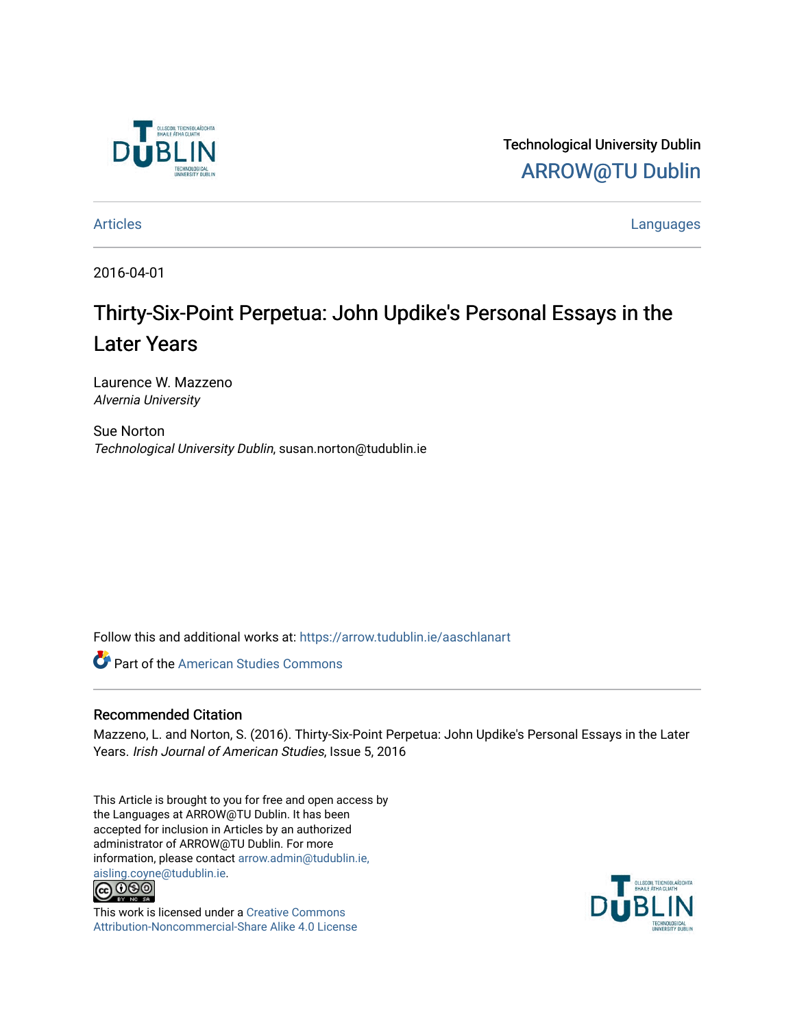Technological University Dublin

ARROW@TU Dublin

Articles | Languages

2016-04-01

# Thirty-Six-Point Perpetua: John Updike's Personal Essays in the Later Years

Laurence W. Mazzeno
*Alvernia University*

Sue Norton
*Technological University Dublin*, susan.norton@tudublin.ie

Follow this and additional works at: https://arrow.tudublin.ie/aaschlanart

Part of the American Studies Commons

## Recommended Citation

Mazzeno, L. and Norton, S. (2016). Thirty-Six-Point Perpetua: John Updike's Personal Essays in the Later Years. *Irish Journal of American Studies*, Issue 5, 2016

This Article is brought to you for free and open access by the Languages at ARROW@TU Dublin. It has been accepted for inclusion in Articles by an authorized administrator of ARROW@TU Dublin. For more information, please contact arrow.admin@tudublin.ie, aisling.coyne@tudublin.ie.

This work is licensed under a Creative Commons Attribution-Noncommercial-Share Alike 4.0 License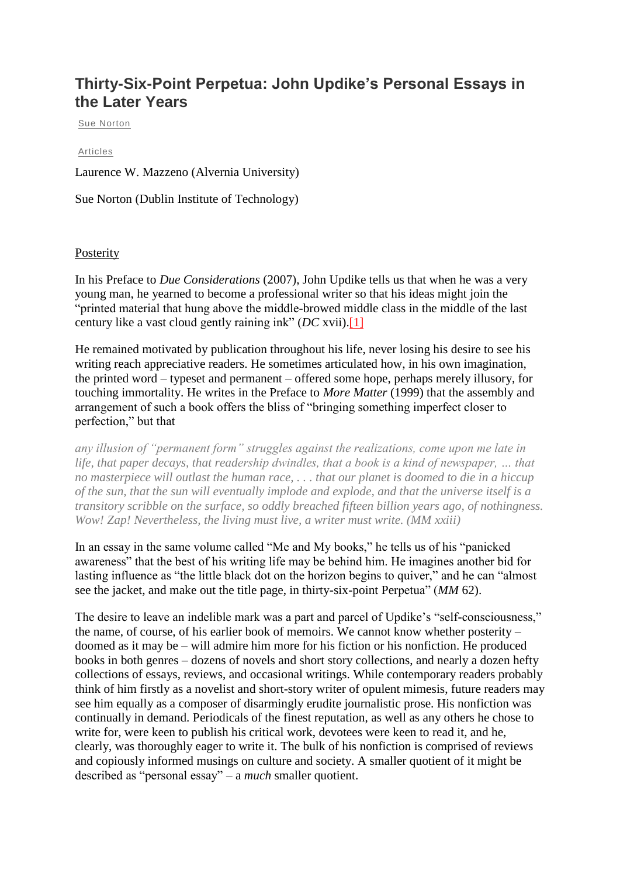# Thirty-Six-Point Perpetua: John Updike's Personal Essays in the Later Years

Sue Norton

Articles

Laurence W. Mazzeno (Alvernia University)

Sue Norton (Dublin Institute of Technology)

Posterity

In his Preface to *Due Considerations* (2007), John Updike tells us that when he was a very young man, he yearned to become a professional writer so that his ideas might join the "printed material that hung above the middle-browed middle class in the middle of the last century like a vast cloud gently raining ink" (*DC* xvii).[1]

He remained motivated by publication throughout his life, never losing his desire to see his writing reach appreciative readers. He sometimes articulated how, in his own imagination, the printed word – typeset and permanent – offered some hope, perhaps merely illusory, for touching immortality. He writes in the Preface to *More Matter* (1999) that the assembly and arrangement of such a book offers the bliss of "bringing something imperfect closer to perfection," but that

> *any illusion of "permanent form" struggles against the realizations, come upon me late in life, that paper decays, that readership dwindles, that a book is a kind of newspaper, … that no masterpiece will outlast the human race, . . . that our planet is doomed to die in a hiccup of the sun, that the sun will eventually implode and explode, and that the universe itself is a transitory scribble on the surface, so oddly breached fifteen billion years ago, of nothingness. Wow! Zap! Nevertheless, the living must live, a writer must write. (MM xxiii)*

In an essay in the same volume called "Me and My books," he tells us of his "panicked awareness" that the best of his writing life may be behind him. He imagines another bid for lasting influence as "the little black dot on the horizon begins to quiver," and he can "almost see the jacket, and make out the title page, in thirty-six-point Perpetua" (*MM* 62).

The desire to leave an indelible mark was a part and parcel of Updike's "self-consciousness," the name, of course, of his earlier book of memoirs. We cannot know whether posterity – doomed as it may be – will admire him more for his fiction or his nonfiction. He produced books in both genres – dozens of novels and short story collections, and nearly a dozen hefty collections of essays, reviews, and occasional writings. While contemporary readers probably think of him firstly as a novelist and short-story writer of opulent mimesis, future readers may see him equally as a composer of disarmingly erudite journalistic prose. His nonfiction was continually in demand. Periodicals of the finest reputation, as well as any others he chose to write for, were keen to publish his critical work, devotees were keen to read it, and he, clearly, was thoroughly eager to write it. The bulk of his nonfiction is comprised of reviews and copiously informed musings on culture and society. A smaller quotient of it might be described as "personal essay" – a *much* smaller quotient.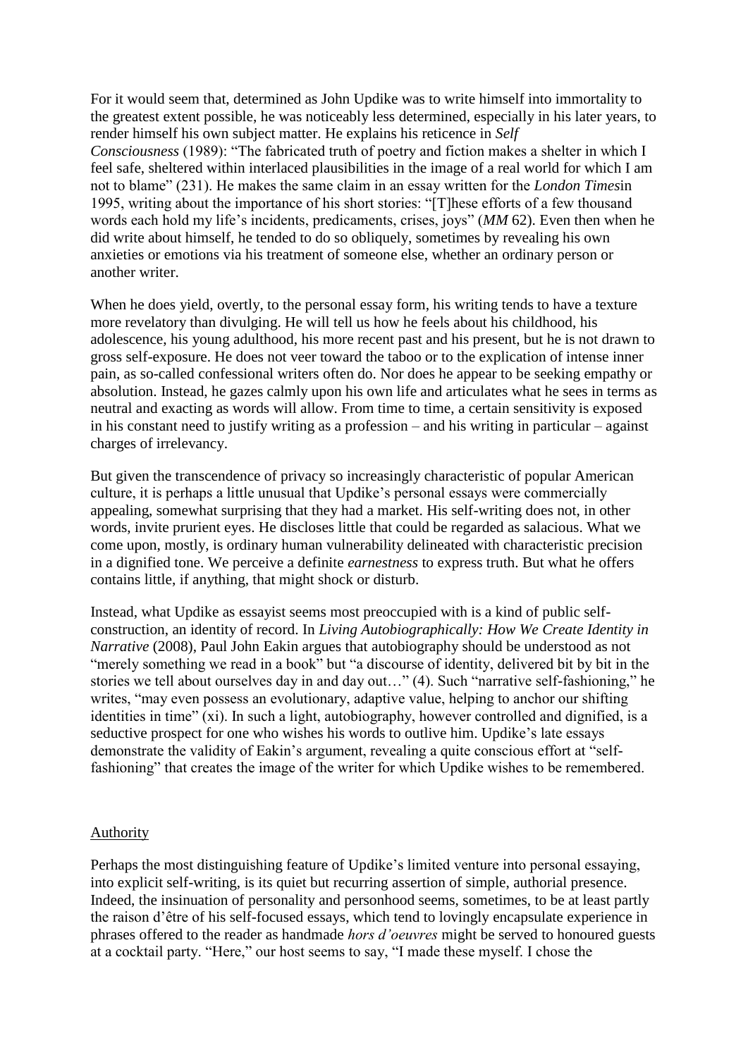For it would seem that, determined as John Updike was to write himself into immortality to the greatest extent possible, he was noticeably less determined, especially in his later years, to render himself his own subject matter. He explains his reticence in *Self Consciousness* (1989): "The fabricated truth of poetry and fiction makes a shelter in which I feel safe, sheltered within interlaced plausibilities in the image of a real world for which I am not to blame" (231). He makes the same claim in an essay written for the *London Times*in 1995, writing about the importance of his short stories: "[T]hese efforts of a few thousand words each hold my life's incidents, predicaments, crises, joys" (*MM* 62). Even then when he did write about himself, he tended to do so obliquely, sometimes by revealing his own anxieties or emotions via his treatment of someone else, whether an ordinary person or another writer.

When he does yield, overtly, to the personal essay form, his writing tends to have a texture more revelatory than divulging. He will tell us how he feels about his childhood, his adolescence, his young adulthood, his more recent past and his present, but he is not drawn to gross self-exposure. He does not veer toward the taboo or to the explication of intense inner pain, as so-called confessional writers often do. Nor does he appear to be seeking empathy or absolution. Instead, he gazes calmly upon his own life and articulates what he sees in terms as neutral and exacting as words will allow. From time to time, a certain sensitivity is exposed in his constant need to justify writing as a profession – and his writing in particular – against charges of irrelevancy.

But given the transcendence of privacy so increasingly characteristic of popular American culture, it is perhaps a little unusual that Updike's personal essays were commercially appealing, somewhat surprising that they had a market. His self-writing does not, in other words, invite prurient eyes. He discloses little that could be regarded as salacious. What we come upon, mostly, is ordinary human vulnerability delineated with characteristic precision in a dignified tone. We perceive a definite *earnestness* to express truth. But what he offers contains little, if anything, that might shock or disturb.

Instead, what Updike as essayist seems most preoccupied with is a kind of public self-construction, an identity of record. In *Living Autobiographically: How We Create Identity in Narrative* (2008), Paul John Eakin argues that autobiography should be understood as not "merely something we read in a book" but "a discourse of identity, delivered bit by bit in the stories we tell about ourselves day in and day out…" (4). Such "narrative self-fashioning," he writes, "may even possess an evolutionary, adaptive value, helping to anchor our shifting identities in time" (xi). In such a light, autobiography, however controlled and dignified, is a seductive prospect for one who wishes his words to outlive him. Updike's late essays demonstrate the validity of Eakin's argument, revealing a quite conscious effort at "self-fashioning" that creates the image of the writer for which Updike wishes to be remembered.

## Authority

Perhaps the most distinguishing feature of Updike's limited venture into personal essaying, into explicit self-writing, is its quiet but recurring assertion of simple, authorial presence. Indeed, the insinuation of personality and personhood seems, sometimes, to be at least partly the raison d'être of his self-focused essays, which tend to lovingly encapsulate experience in phrases offered to the reader as handmade *hors d'oeuvres* might be served to honoured guests at a cocktail party. "Here," our host seems to say, "I made these myself. I chose the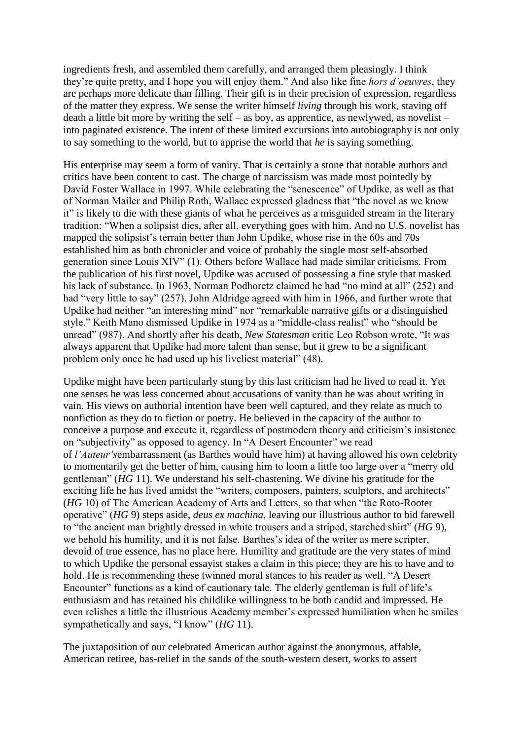ingredients fresh, and assembled them carefully, and arranged them pleasingly. I think they're quite pretty, and I hope you will enjoy them." And also like fine *hors d'oeuvres*, they are perhaps more delicate than filling. Their gift is in their precision of expression, regardless of the matter they express. We sense the writer himself *living* through his work, staving off death a little bit more by writing the self – as boy, as apprentice, as newlywed, as novelist – into paginated existence. The intent of these limited excursions into autobiography is not only to say something to the world, but to apprise the world that *he* is saying something.

His enterprise may seem a form of vanity. That is certainly a stone that notable authors and critics have been content to cast. The charge of narcissism was made most pointedly by David Foster Wallace in 1997. While celebrating the "senescence" of Updike, as well as that of Norman Mailer and Philip Roth, Wallace expressed gladness that "the novel as we know it" is likely to die with these giants of what he perceives as a misguided stream in the literary tradition: "When a solipsist dies, after all, everything goes with him. And no U.S. novelist has mapped the solipsist's terrain better than John Updike, whose rise in the 60s and 70s established him as both chronicler and voice of probably the single most self-absorbed generation since Louis XIV" (1). Others before Wallace had made similar criticisms. From the publication of his first novel, Updike was accused of possessing a fine style that masked his lack of substance. In 1963, Norman Podhoretz claimed he had "no mind at all" (252) and had "very little to say" (257). John Aldridge agreed with him in 1966, and further wrote that Updike had neither "an interesting mind" nor "remarkable narrative gifts or a distinguished style." Keith Mano dismissed Updike in 1974 as a "middle-class realist" who "should be unread" (987). And shortly after his death, *New Statesman* critic Leo Robson wrote, "It was always apparent that Updike had more talent than sense, but it grew to be a significant problem only once he had used up his liveliest material" (48).

Updike might have been particularly stung by this last criticism had he lived to read it. Yet one senses he was less concerned about accusations of vanity than he was about writing in vain. His views on authorial intention have been well captured, and they relate as much to nonfiction as they do to fiction or poetry. He believed in the capacity of the author to conceive a purpose and execute it, regardless of postmodern theory and criticism's insistence on "subjectivity" as opposed to agency. In "A Desert Encounter" we read of *l'Auteur's*embarrassment (as Barthes would have him) at having allowed his own celebrity to momentarily get the better of him, causing him to loom a little too large over a "merry old gentleman" (*HG* 11). We understand his self-chastening. We divine his gratitude for the exciting life he has lived amidst the "writers, composers, painters, sculptors, and architects" (*HG* 10) of The American Academy of Arts and Letters, so that when "the Roto-Rooter operative" (*HG* 9) steps aside, *deus ex machina*, leaving our illustrious author to bid farewell to "the ancient man brightly dressed in white trousers and a striped, starched shirt" (*HG* 9), we behold his humility, and it is not false. Barthes's idea of the writer as mere scripter, devoid of true essence, has no place here. Humility and gratitude are the very states of mind to which Updike the personal essayist stakes a claim in this piece; they are his to have and to hold. He is recommending these twinned moral stances to his reader as well. "A Desert Encounter" functions as a kind of cautionary tale. The elderly gentleman is full of life's enthusiasm and has retained his childlike willingness to be both candid and impressed. He even relishes a little the illustrious Academy member's expressed humiliation when he smiles sympathetically and says, "I know" (*HG* 11).

The juxtaposition of our celebrated American author against the anonymous, affable, American retiree, bas-relief in the sands of the south-western desert, works to assert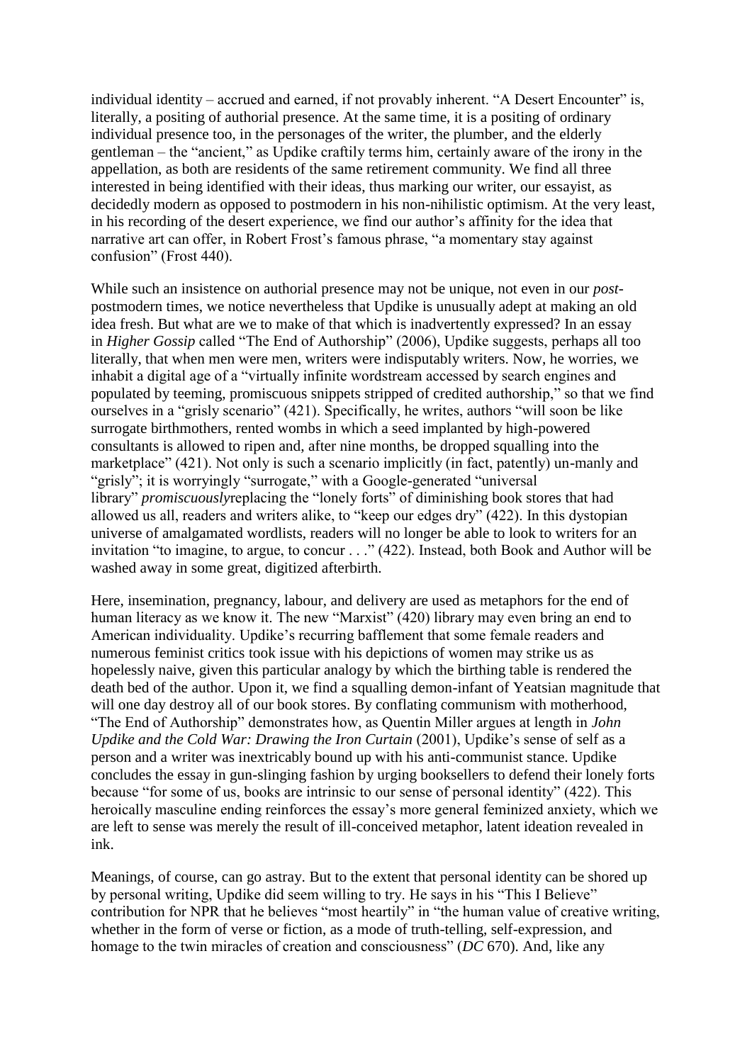individual identity – accrued and earned, if not provably inherent. "A Desert Encounter" is, literally, a positing of authorial presence. At the same time, it is a positing of ordinary individual presence too, in the personages of the writer, the plumber, and the elderly gentleman – the "ancient," as Updike craftily terms him, certainly aware of the irony in the appellation, as both are residents of the same retirement community. We find all three interested in being identified with their ideas, thus marking our writer, our essayist, as decidedly modern as opposed to postmodern in his non-nihilistic optimism. At the very least, in his recording of the desert experience, we find our author's affinity for the idea that narrative art can offer, in Robert Frost's famous phrase, "a momentary stay against confusion" (Frost 440).

While such an insistence on authorial presence may not be unique, not even in our *post*-postmodern times, we notice nevertheless that Updike is unusually adept at making an old idea fresh. But what are we to make of that which is inadvertently expressed? In an essay in *Higher Gossip* called "The End of Authorship" (2006), Updike suggests, perhaps all too literally, that when men were men, writers were indisputably writers. Now, he worries, we inhabit a digital age of a "virtually infinite wordstream accessed by search engines and populated by teeming, promiscuous snippets stripped of credited authorship," so that we find ourselves in a "grisly scenario" (421). Specifically, he writes, authors "will soon be like surrogate birthmothers, rented wombs in which a seed implanted by high-powered consultants is allowed to ripen and, after nine months, be dropped squalling into the marketplace" (421). Not only is such a scenario implicitly (in fact, patently) un-manly and "grisly"; it is worryingly "surrogate," with a Google-generated "universal library" *promiscuously*replacing the "lonely forts" of diminishing book stores that had allowed us all, readers and writers alike, to "keep our edges dry" (422). In this dystopian universe of amalgamated wordlists, readers will no longer be able to look to writers for an invitation "to imagine, to argue, to concur . . ." (422). Instead, both Book and Author will be washed away in some great, digitized afterbirth.

Here, insemination, pregnancy, labour, and delivery are used as metaphors for the end of human literacy as we know it. The new "Marxist" (420) library may even bring an end to American individuality. Updike's recurring bafflement that some female readers and numerous feminist critics took issue with his depictions of women may strike us as hopelessly naive, given this particular analogy by which the birthing table is rendered the death bed of the author. Upon it, we find a squalling demon-infant of Yeatsian magnitude that will one day destroy all of our book stores. By conflating communism with motherhood, "The End of Authorship" demonstrates how, as Quentin Miller argues at length in *John Updike and the Cold War: Drawing the Iron Curtain* (2001), Updike's sense of self as a person and a writer was inextricably bound up with his anti-communist stance. Updike concludes the essay in gun-slinging fashion by urging booksellers to defend their lonely forts because "for some of us, books are intrinsic to our sense of personal identity" (422). This heroically masculine ending reinforces the essay's more general feminized anxiety, which we are left to sense was merely the result of ill-conceived metaphor, latent ideation revealed in ink.

Meanings, of course, can go astray. But to the extent that personal identity can be shored up by personal writing, Updike did seem willing to try. He says in his "This I Believe" contribution for NPR that he believes "most heartily" in "the human value of creative writing, whether in the form of verse or fiction, as a mode of truth-telling, self-expression, and homage to the twin miracles of creation and consciousness" (*DC* 670). And, like any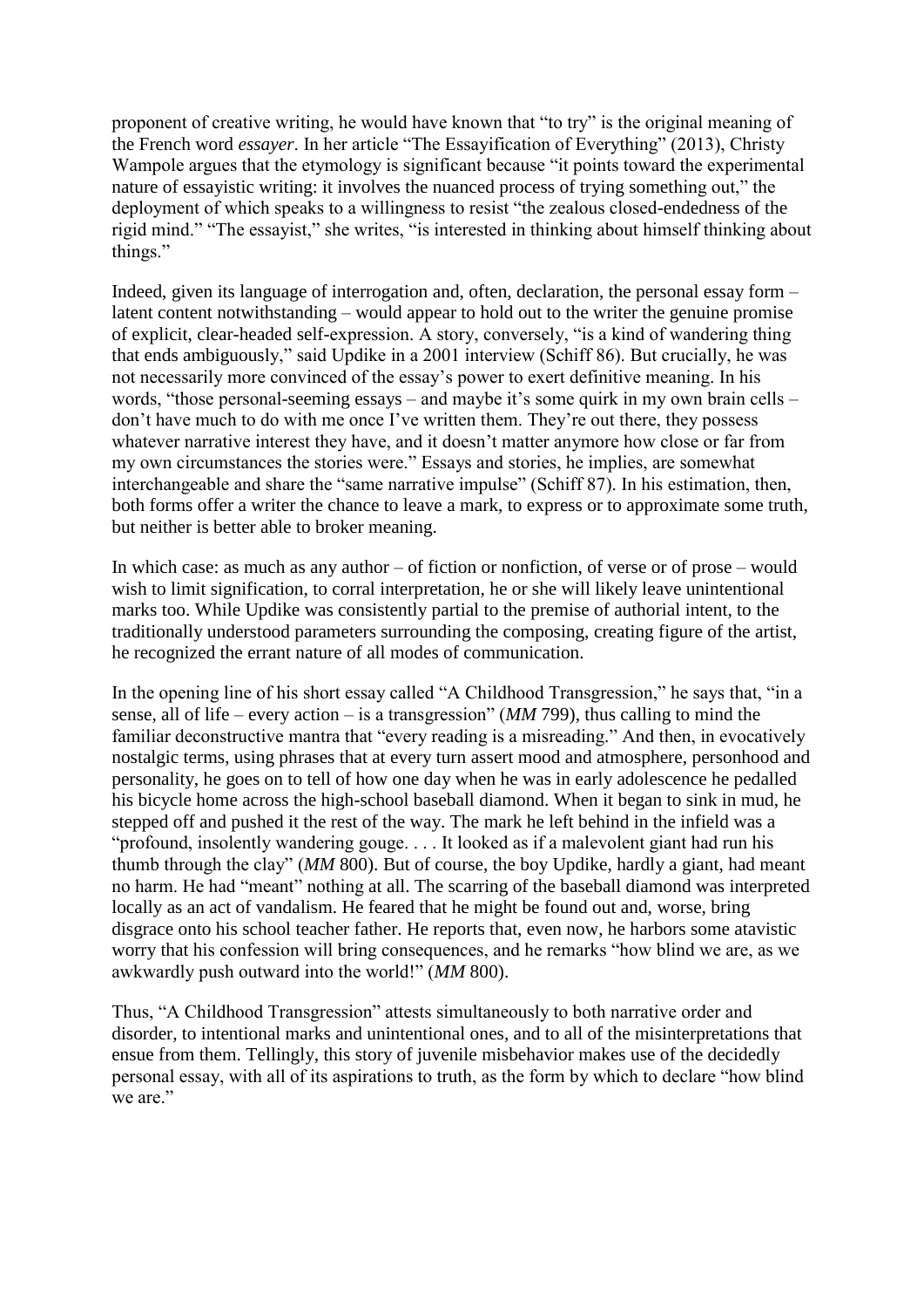proponent of creative writing, he would have known that "to try" is the original meaning of the French word *essayer*. In her article "The Essayification of Everything" (2013), Christy Wampole argues that the etymology is significant because "it points toward the experimental nature of essayistic writing: it involves the nuanced process of trying something out," the deployment of which speaks to a willingness to resist "the zealous closed-endedness of the rigid mind." "The essayist," she writes, "is interested in thinking about himself thinking about things."

Indeed, given its language of interrogation and, often, declaration, the personal essay form – latent content notwithstanding – would appear to hold out to the writer the genuine promise of explicit, clear-headed self-expression. A story, conversely, "is a kind of wandering thing that ends ambiguously," said Updike in a 2001 interview (Schiff 86). But crucially, he was not necessarily more convinced of the essay's power to exert definitive meaning. In his words, "those personal-seeming essays – and maybe it's some quirk in my own brain cells – don't have much to do with me once I've written them. They're out there, they possess whatever narrative interest they have, and it doesn't matter anymore how close or far from my own circumstances the stories were." Essays and stories, he implies, are somewhat interchangeable and share the "same narrative impulse" (Schiff 87). In his estimation, then, both forms offer a writer the chance to leave a mark, to express or to approximate some truth, but neither is better able to broker meaning.

In which case: as much as any author – of fiction or nonfiction, of verse or of prose – would wish to limit signification, to corral interpretation, he or she will likely leave unintentional marks too. While Updike was consistently partial to the premise of authorial intent, to the traditionally understood parameters surrounding the composing, creating figure of the artist, he recognized the errant nature of all modes of communication.

In the opening line of his short essay called "A Childhood Transgression," he says that, "in a sense, all of life – every action – is a transgression" (*MM* 799), thus calling to mind the familiar deconstructive mantra that "every reading is a misreading." And then, in evocatively nostalgic terms, using phrases that at every turn assert mood and atmosphere, personhood and personality, he goes on to tell of how one day when he was in early adolescence he pedalled his bicycle home across the high-school baseball diamond. When it began to sink in mud, he stepped off and pushed it the rest of the way. The mark he left behind in the infield was a "profound, insolently wandering gouge. . . . It looked as if a malevolent giant had run his thumb through the clay" (*MM* 800). But of course, the boy Updike, hardly a giant, had meant no harm. He had "meant" nothing at all. The scarring of the baseball diamond was interpreted locally as an act of vandalism. He feared that he might be found out and, worse, bring disgrace onto his school teacher father. He reports that, even now, he harbors some atavistic worry that his confession will bring consequences, and he remarks "how blind we are, as we awkwardly push outward into the world!" (*MM* 800).

Thus, "A Childhood Transgression" attests simultaneously to both narrative order and disorder, to intentional marks and unintentional ones, and to all of the misinterpretations that ensue from them. Tellingly, this story of juvenile misbehavior makes use of the decidedly personal essay, with all of its aspirations to truth, as the form by which to declare "how blind we are."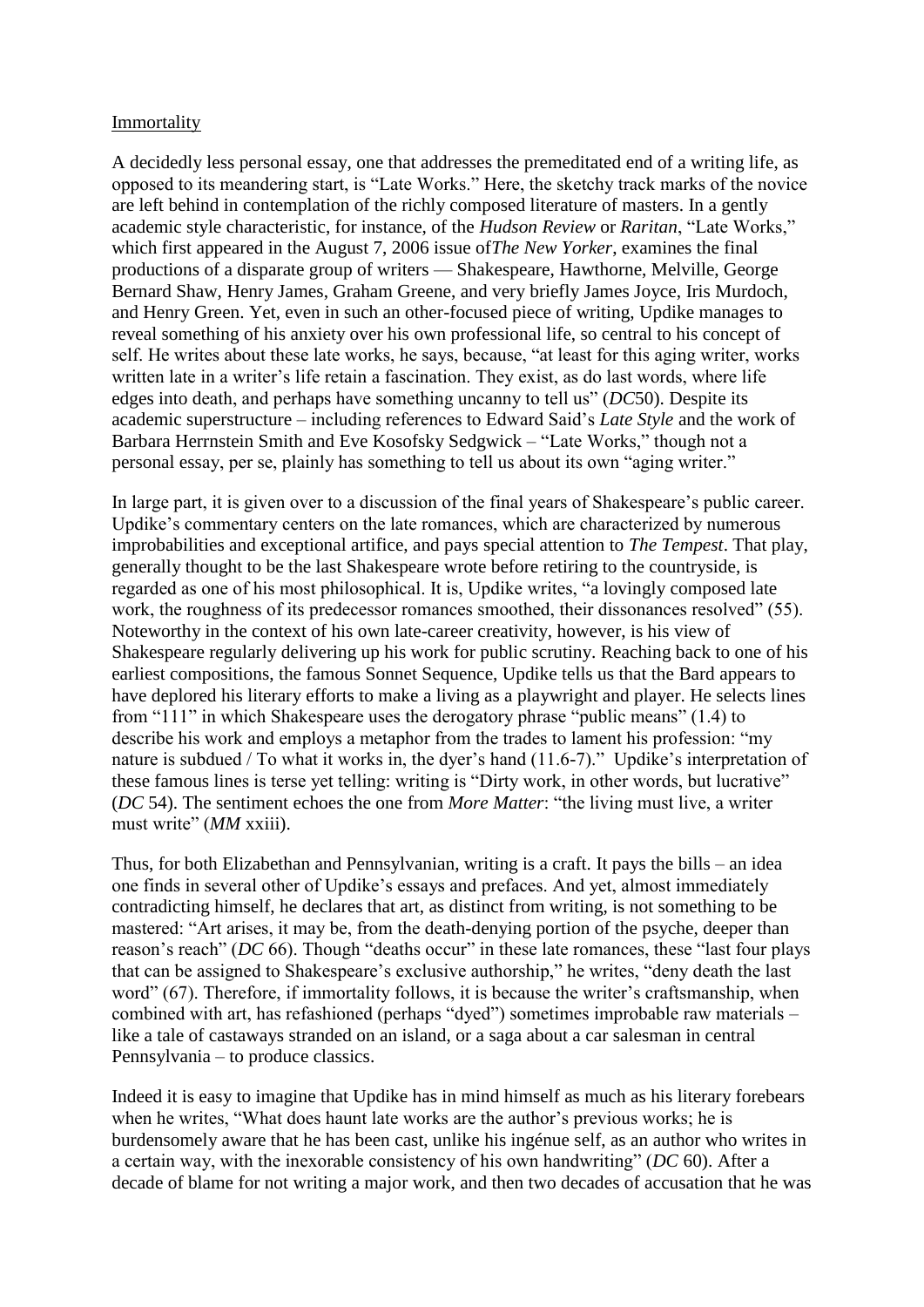Immortality

A decidedly less personal essay, one that addresses the premeditated end of a writing life, as opposed to its meandering start, is "Late Works." Here, the sketchy track marks of the novice are left behind in contemplation of the richly composed literature of masters. In a gently academic style characteristic, for instance, of the *Hudson Review* or *Raritan*, "Late Works," which first appeared in the August 7, 2006 issue of*The New Yorker*, examines the final productions of a disparate group of writers — Shakespeare, Hawthorne, Melville, George Bernard Shaw, Henry James, Graham Greene, and very briefly James Joyce, Iris Murdoch, and Henry Green. Yet, even in such an other-focused piece of writing, Updike manages to reveal something of his anxiety over his own professional life, so central to his concept of self. He writes about these late works, he says, because, "at least for this aging writer, works written late in a writer's life retain a fascination. They exist, as do last words, where life edges into death, and perhaps have something uncanny to tell us" (*DC*50). Despite its academic superstructure – including references to Edward Said's *Late Style* and the work of Barbara Herrnstein Smith and Eve Kosofsky Sedgwick – "Late Works," though not a personal essay, per se, plainly has something to tell us about its own "aging writer."

In large part, it is given over to a discussion of the final years of Shakespeare's public career. Updike's commentary centers on the late romances, which are characterized by numerous improbabilities and exceptional artifice, and pays special attention to *The Tempest*. That play, generally thought to be the last Shakespeare wrote before retiring to the countryside, is regarded as one of his most philosophical. It is, Updike writes, "a lovingly composed late work, the roughness of its predecessor romances smoothed, their dissonances resolved" (55). Noteworthy in the context of his own late-career creativity, however, is his view of Shakespeare regularly delivering up his work for public scrutiny. Reaching back to one of his earliest compositions, the famous Sonnet Sequence, Updike tells us that the Bard appears to have deplored his literary efforts to make a living as a playwright and player. He selects lines from "111" in which Shakespeare uses the derogatory phrase "public means" (1.4) to describe his work and employs a metaphor from the trades to lament his profession: "my nature is subdued / To what it works in, the dyer's hand (11.6-7)." Updike's interpretation of these famous lines is terse yet telling: writing is "Dirty work, in other words, but lucrative" (*DC* 54). The sentiment echoes the one from *More Matter*: "the living must live, a writer must write" (*MM* xxiii).

Thus, for both Elizabethan and Pennsylvanian, writing is a craft. It pays the bills – an idea one finds in several other of Updike's essays and prefaces. And yet, almost immediately contradicting himself, he declares that art, as distinct from writing, is not something to be mastered: "Art arises, it may be, from the death-denying portion of the psyche, deeper than reason's reach" (*DC* 66). Though "deaths occur" in these late romances, these "last four plays that can be assigned to Shakespeare's exclusive authorship," he writes, "deny death the last word" (67). Therefore, if immortality follows, it is because the writer's craftsmanship, when combined with art, has refashioned (perhaps "dyed") sometimes improbable raw materials – like a tale of castaways stranded on an island, or a saga about a car salesman in central Pennsylvania – to produce classics.

Indeed it is easy to imagine that Updike has in mind himself as much as his literary forebears when he writes, "What does haunt late works are the author's previous works; he is burdensomely aware that he has been cast, unlike his ingénue self, as an author who writes in a certain way, with the inexorable consistency of his own handwriting" (*DC* 60). After a decade of blame for not writing a major work, and then two decades of accusation that he was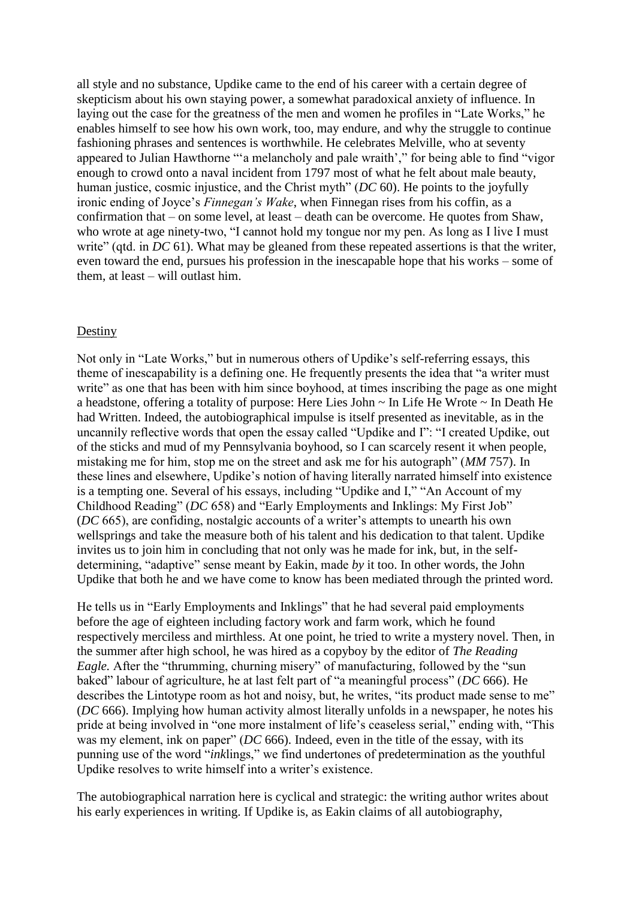all style and no substance, Updike came to the end of his career with a certain degree of skepticism about his own staying power, a somewhat paradoxical anxiety of influence. In laying out the case for the greatness of the men and women he profiles in "Late Works," he enables himself to see how his own work, too, may endure, and why the struggle to continue fashioning phrases and sentences is worthwhile. He celebrates Melville, who at seventy appeared to Julian Hawthorne "'a melancholy and pale wraith'," for being able to find "vigor enough to crowd onto a naval incident from 1797 most of what he felt about male beauty, human justice, cosmic injustice, and the Christ myth" (*DC* 60). He points to the joyfully ironic ending of Joyce's *Finnegan's Wake*, when Finnegan rises from his coffin, as a confirmation that – on some level, at least – death can be overcome. He quotes from Shaw, who wrote at age ninety-two, "I cannot hold my tongue nor my pen. As long as I live I must write" (qtd. in *DC* 61). What may be gleaned from these repeated assertions is that the writer, even toward the end, pursues his profession in the inescapable hope that his works – some of them, at least – will outlast him.

## Destiny

Not only in "Late Works," but in numerous others of Updike's self-referring essays, this theme of inescapability is a defining one. He frequently presents the idea that "a writer must write" as one that has been with him since boyhood, at times inscribing the page as one might a headstone, offering a totality of purpose: Here Lies John ~ In Life He Wrote ~ In Death He had Written. Indeed, the autobiographical impulse is itself presented as inevitable, as in the uncannily reflective words that open the essay called "Updike and I": "I created Updike, out of the sticks and mud of my Pennsylvania boyhood, so I can scarcely resent it when people, mistaking me for him, stop me on the street and ask me for his autograph" (*MM* 757). In these lines and elsewhere, Updike's notion of having literally narrated himself into existence is a tempting one. Several of his essays, including "Updike and I," "An Account of my Childhood Reading" (*DC* 658) and "Early Employments and Inklings: My First Job" (*DC* 665), are confiding, nostalgic accounts of a writer's attempts to unearth his own wellsprings and take the measure both of his talent and his dedication to that talent. Updike invites us to join him in concluding that not only was he made for ink, but, in the self-determining, "adaptive" sense meant by Eakin, made *by* it too. In other words, the John Updike that both he and we have come to know has been mediated through the printed word.

He tells us in "Early Employments and Inklings" that he had several paid employments before the age of eighteen including factory work and farm work, which he found respectively merciless and mirthless. At one point, he tried to write a mystery novel. Then, in the summer after high school, he was hired as a copyboy by the editor of *The Reading Eagle.* After the "thrumming, churning misery" of manufacturing, followed by the "sun baked" labour of agriculture, he at last felt part of "a meaningful process" (*DC* 666). He describes the Lintotype room as hot and noisy, but, he writes, "its product made sense to me" (*DC* 666). Implying how human activity almost literally unfolds in a newspaper, he notes his pride at being involved in "one more instalment of life's ceaseless serial," ending with, "This was my element, ink on paper" (*DC* 666). Indeed, even in the title of the essay, with its punning use of the word "*ink*lings," we find undertones of predetermination as the youthful Updike resolves to write himself into a writer's existence.

The autobiographical narration here is cyclical and strategic: the writing author writes about his early experiences in writing. If Updike is, as Eakin claims of all autobiography,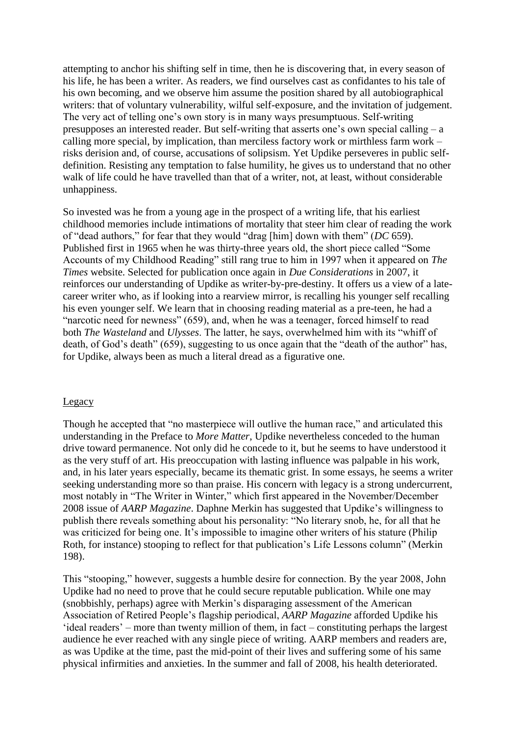attempting to anchor his shifting self in time, then he is discovering that, in every season of his life, he has been a writer. As readers, we find ourselves cast as confidantes to his tale of his own becoming, and we observe him assume the position shared by all autobiographical writers: that of voluntary vulnerability, wilful self-exposure, and the invitation of judgement. The very act of telling one's own story is in many ways presumptuous. Self-writing presupposes an interested reader. But self-writing that asserts one's own special calling – a calling more special, by implication, than merciless factory work or mirthless farm work – risks derision and, of course, accusations of solipsism. Yet Updike perseveres in public self-definition. Resisting any temptation to false humility, he gives us to understand that no other walk of life could he have travelled than that of a writer, not, at least, without considerable unhappiness.

So invested was he from a young age in the prospect of a writing life, that his earliest childhood memories include intimations of mortality that steer him clear of reading the work of "dead authors," for fear that they would "drag [him] down with them" (*DC* 659). Published first in 1965 when he was thirty-three years old, the short piece called "Some Accounts of my Childhood Reading" still rang true to him in 1997 when it appeared on *The Times* website. Selected for publication once again in *Due Considerations* in 2007, it reinforces our understanding of Updike as writer-by-pre-destiny. It offers us a view of a late-career writer who, as if looking into a rearview mirror, is recalling his younger self recalling his even younger self. We learn that in choosing reading material as a pre-teen, he had a "narcotic need for newness" (659), and, when he was a teenager, forced himself to read both *The Wasteland* and *Ulysses*. The latter, he says, overwhelmed him with its "whiff of death, of God's death" (659), suggesting to us once again that the "death of the author" has, for Updike, always been as much a literal dread as a figurative one.

## Legacy

Though he accepted that "no masterpiece will outlive the human race," and articulated this understanding in the Preface to *More Matter*, Updike nevertheless conceded to the human drive toward permanence. Not only did he concede to it, but he seems to have understood it as the very stuff of art. His preoccupation with lasting influence was palpable in his work, and, in his later years especially, became its thematic grist. In some essays, he seems a writer seeking understanding more so than praise. His concern with legacy is a strong undercurrent, most notably in "The Writer in Winter," which first appeared in the November/December 2008 issue of *AARP Magazine*. Daphne Merkin has suggested that Updike's willingness to publish there reveals something about his personality: "No literary snob, he, for all that he was criticized for being one. It's impossible to imagine other writers of his stature (Philip Roth, for instance) stooping to reflect for that publication's Life Lessons column" (Merkin 198).

This "stooping," however, suggests a humble desire for connection. By the year 2008, John Updike had no need to prove that he could secure reputable publication. While one may (snobbishly, perhaps) agree with Merkin's disparaging assessment of the American Association of Retired People's flagship periodical, *AARP Magazine* afforded Updike his 'ideal readers' – more than twenty million of them, in fact – constituting perhaps the largest audience he ever reached with any single piece of writing. AARP members and readers are, as was Updike at the time, past the mid-point of their lives and suffering some of his same physical infirmities and anxieties. In the summer and fall of 2008, his health deteriorated.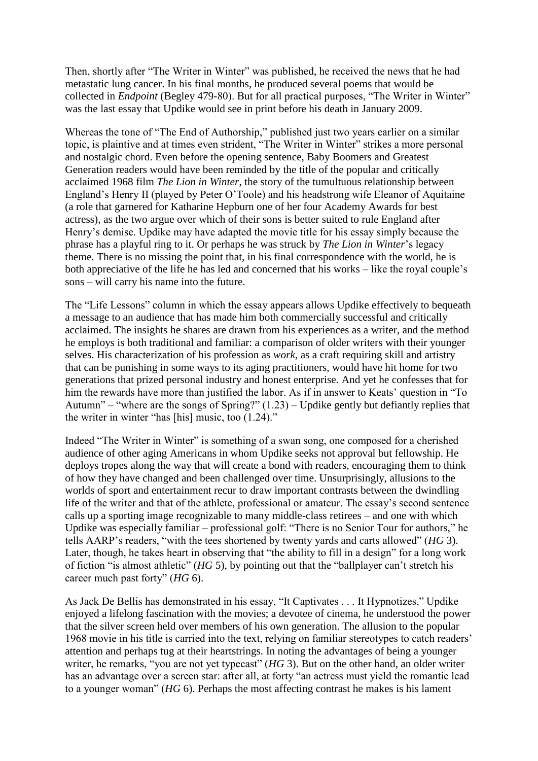Then, shortly after "The Writer in Winter" was published, he received the news that he had metastatic lung cancer. In his final months, he produced several poems that would be collected in *Endpoint* (Begley 479-80). But for all practical purposes, "The Writer in Winter" was the last essay that Updike would see in print before his death in January 2009.

Whereas the tone of "The End of Authorship," published just two years earlier on a similar topic, is plaintive and at times even strident, "The Writer in Winter" strikes a more personal and nostalgic chord. Even before the opening sentence, Baby Boomers and Greatest Generation readers would have been reminded by the title of the popular and critically acclaimed 1968 film *The Lion in Winter*, the story of the tumultuous relationship between England's Henry II (played by Peter O'Toole) and his headstrong wife Eleanor of Aquitaine (a role that garnered for Katharine Hepburn one of her four Academy Awards for best actress), as the two argue over which of their sons is better suited to rule England after Henry's demise. Updike may have adapted the movie title for his essay simply because the phrase has a playful ring to it. Or perhaps he was struck by *The Lion in Winter*'s legacy theme. There is no missing the point that, in his final correspondence with the world, he is both appreciative of the life he has led and concerned that his works – like the royal couple's sons – will carry his name into the future.

The "Life Lessons" column in which the essay appears allows Updike effectively to bequeath a message to an audience that has made him both commercially successful and critically acclaimed. The insights he shares are drawn from his experiences as a writer, and the method he employs is both traditional and familiar: a comparison of older writers with their younger selves. His characterization of his profession as *work*, as a craft requiring skill and artistry that can be punishing in some ways to its aging practitioners, would have hit home for two generations that prized personal industry and honest enterprise. And yet he confesses that for him the rewards have more than justified the labor. As if in answer to Keats' question in "To Autumn" – "where are the songs of Spring?" (1.23) – Updike gently but defiantly replies that the writer in winter "has [his] music, too (1.24)."

Indeed "The Writer in Winter" is something of a swan song, one composed for a cherished audience of other aging Americans in whom Updike seeks not approval but fellowship. He deploys tropes along the way that will create a bond with readers, encouraging them to think of how they have changed and been challenged over time. Unsurprisingly, allusions to the worlds of sport and entertainment recur to draw important contrasts between the dwindling life of the writer and that of the athlete, professional or amateur. The essay's second sentence calls up a sporting image recognizable to many middle-class retirees – and one with which Updike was especially familiar – professional golf: "There is no Senior Tour for authors," he tells AARP's readers, "with the tees shortened by twenty yards and carts allowed" (*HG* 3). Later, though, he takes heart in observing that "the ability to fill in a design" for a long work of fiction "is almost athletic" (*HG* 5), by pointing out that the "ballplayer can't stretch his career much past forty" (*HG* 6).

As Jack De Bellis has demonstrated in his essay, "It Captivates . . . It Hypnotizes," Updike enjoyed a lifelong fascination with the movies; a devotee of cinema, he understood the power that the silver screen held over members of his own generation. The allusion to the popular 1968 movie in his title is carried into the text, relying on familiar stereotypes to catch readers' attention and perhaps tug at their heartstrings. In noting the advantages of being a younger writer, he remarks, "you are not yet typecast" (*HG* 3). But on the other hand, an older writer has an advantage over a screen star: after all, at forty "an actress must yield the romantic lead to a younger woman" (*HG* 6). Perhaps the most affecting contrast he makes is his lament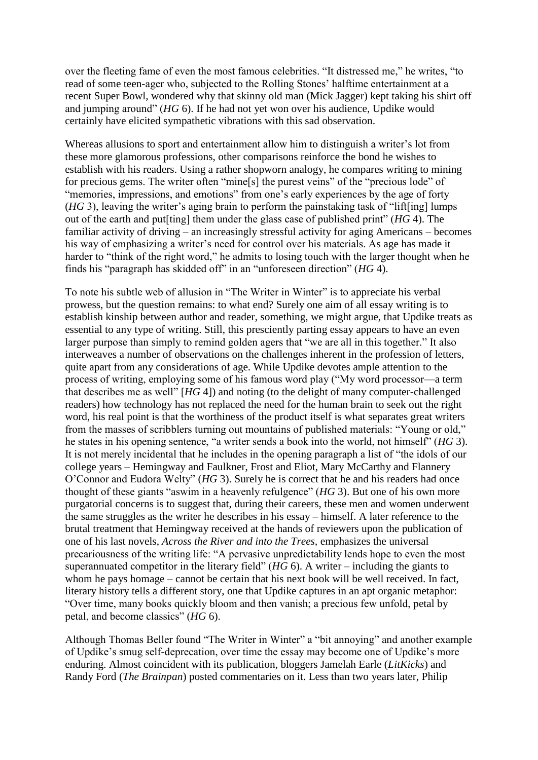over the fleeting fame of even the most famous celebrities. "It distressed me," he writes, "to read of some teen-ager who, subjected to the Rolling Stones' halftime entertainment at a recent Super Bowl, wondered why that skinny old man (Mick Jagger) kept taking his shirt off and jumping around" (*HG* 6). If he had not yet won over his audience, Updike would certainly have elicited sympathetic vibrations with this sad observation.

Whereas allusions to sport and entertainment allow him to distinguish a writer's lot from these more glamorous professions, other comparisons reinforce the bond he wishes to establish with his readers. Using a rather shopworn analogy, he compares writing to mining for precious gems. The writer often "mine[s] the purest veins" of the "precious lode" of "memories, impressions, and emotions" from one's early experiences by the age of forty (*HG* 3), leaving the writer's aging brain to perform the painstaking task of "lift[ing] lumps out of the earth and put[ting] them under the glass case of published print" (*HG* 4). The familiar activity of driving – an increasingly stressful activity for aging Americans – becomes his way of emphasizing a writer's need for control over his materials. As age has made it harder to "think of the right word," he admits to losing touch with the larger thought when he finds his "paragraph has skidded off" in an "unforeseen direction" (*HG* 4).

To note his subtle web of allusion in "The Writer in Winter" is to appreciate his verbal prowess, but the question remains: to what end? Surely one aim of all essay writing is to establish kinship between author and reader, something, we might argue, that Updike treats as essential to any type of writing. Still, this presciently parting essay appears to have an even larger purpose than simply to remind golden agers that "we are all in this together." It also interweaves a number of observations on the challenges inherent in the profession of letters, quite apart from any considerations of age. While Updike devotes ample attention to the process of writing, employing some of his famous word play ("My word processor—a term that describes me as well" [*HG* 4]) and noting (to the delight of many computer-challenged readers) how technology has not replaced the need for the human brain to seek out the right word, his real point is that the worthiness of the product itself is what separates great writers from the masses of scribblers turning out mountains of published materials: "Young or old," he states in his opening sentence, "a writer sends a book into the world, not himself" (*HG* 3). It is not merely incidental that he includes in the opening paragraph a list of "the idols of our college years – Hemingway and Faulkner, Frost and Eliot, Mary McCarthy and Flannery O'Connor and Eudora Welty" (*HG* 3). Surely he is correct that he and his readers had once thought of these giants "aswim in a heavenly refulgence" (*HG* 3). But one of his own more purgatorial concerns is to suggest that, during their careers, these men and women underwent the same struggles as the writer he describes in his essay – himself. A later reference to the brutal treatment that Hemingway received at the hands of reviewers upon the publication of one of his last novels, *Across the River and into the Trees*, emphasizes the universal precariousness of the writing life: "A pervasive unpredictability lends hope to even the most superannuated competitor in the literary field" (*HG* 6). A writer – including the giants to whom he pays homage – cannot be certain that his next book will be well received. In fact, literary history tells a different story, one that Updike captures in an apt organic metaphor: "Over time, many books quickly bloom and then vanish; a precious few unfold, petal by petal, and become classics" (*HG* 6).

Although Thomas Beller found "The Writer in Winter" a "bit annoying" and another example of Updike's smug self-deprecation, over time the essay may become one of Updike's more enduring. Almost coincident with its publication, bloggers Jamelah Earle (*LitKicks*) and Randy Ford (*The Brainpan*) posted commentaries on it. Less than two years later, Philip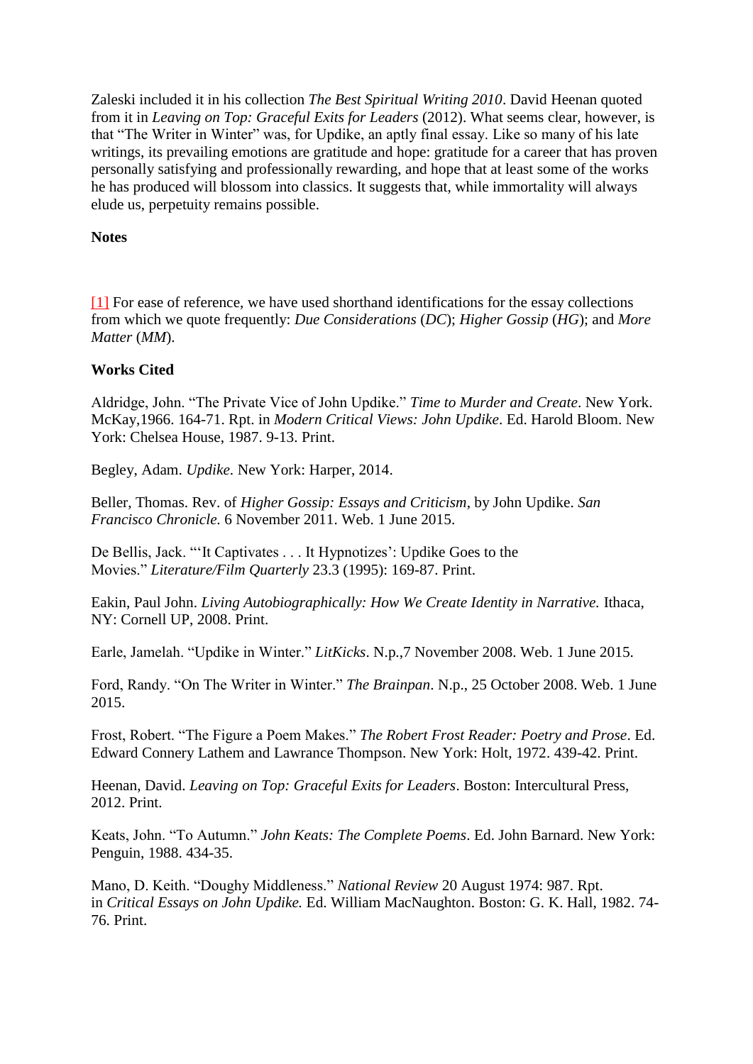Zaleski included it in his collection *The Best Spiritual Writing 2010*. David Heenan quoted from it in *Leaving on Top: Graceful Exits for Leaders* (2012). What seems clear, however, is that "The Writer in Winter" was, for Updike, an aptly final essay. Like so many of his late writings, its prevailing emotions are gratitude and hope: gratitude for a career that has proven personally satisfying and professionally rewarding, and hope that at least some of the works he has produced will blossom into classics. It suggests that, while immortality will always elude us, perpetuity remains possible.

**Notes**

[1] For ease of reference, we have used shorthand identifications for the essay collections from which we quote frequently: *Due Considerations* (*DC*); *Higher Gossip* (*HG*); and *More Matter* (*MM*).

**Works Cited**

Aldridge, John. "The Private Vice of John Updike." *Time to Murder and Create*. New York. McKay,1966. 164-71. Rpt. in *Modern Critical Views: John Updike*. Ed. Harold Bloom. New York: Chelsea House, 1987. 9-13. Print.

Begley, Adam. *Updike*. New York: Harper, 2014.

Beller, Thomas. Rev. of *Higher Gossip: Essays and Criticism*, by John Updike. *San Francisco Chronicle.* 6 November 2011. Web. 1 June 2015.

De Bellis, Jack. "'It Captivates . . . It Hypnotizes': Updike Goes to the Movies." *Literature/Film Quarterly* 23.3 (1995): 169-87. Print.

Eakin, Paul John. *Living Autobiographically: How We Create Identity in Narrative.* Ithaca, NY: Cornell UP, 2008. Print.

Earle, Jamelah. "Updike in Winter." *LitKicks*. N.p.,7 November 2008. Web. 1 June 2015.

Ford, Randy. "On The Writer in Winter." *The Brainpan*. N.p., 25 October 2008. Web. 1 June 2015.

Frost, Robert. "The Figure a Poem Makes." *The Robert Frost Reader: Poetry and Prose*. Ed. Edward Connery Lathem and Lawrance Thompson. New York: Holt, 1972. 439-42. Print.

Heenan, David. *Leaving on Top: Graceful Exits for Leaders*. Boston: Intercultural Press, 2012. Print.

Keats, John. "To Autumn." *John Keats: The Complete Poems*. Ed. John Barnard. New York: Penguin, 1988. 434-35.

Mano, D. Keith. "Doughy Middleness." *National Review* 20 August 1974: 987. Rpt. in *Critical Essays on John Updike.* Ed. William MacNaughton. Boston: G. K. Hall, 1982. 74-76. Print.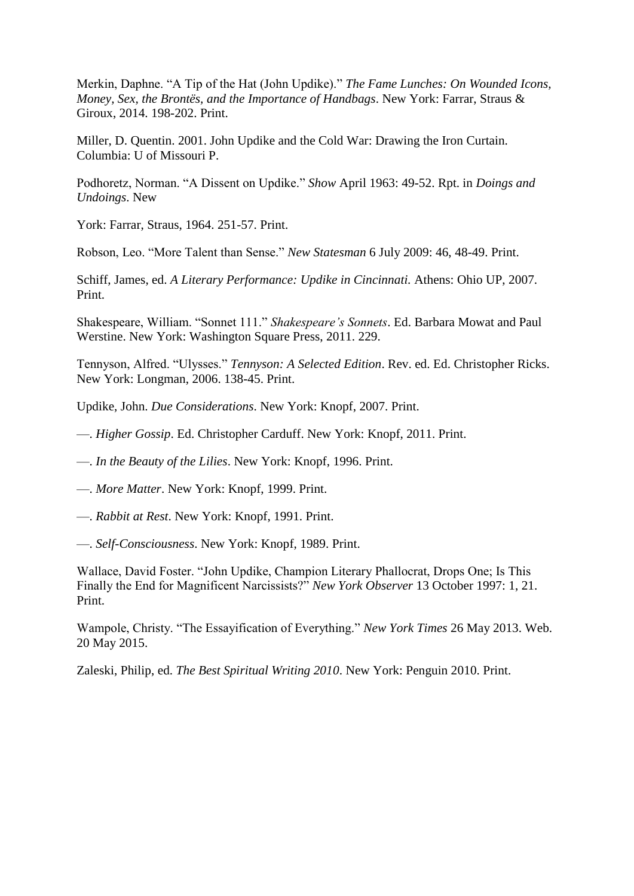Merkin, Daphne. “A Tip of the Hat (John Updike).” *The Fame Lunches: On Wounded Icons, Money, Sex, the Brontës, and the Importance of Handbags*. New York: Farrar, Straus & Giroux, 2014. 198-202. Print.

Miller, D. Quentin. 2001. John Updike and the Cold War: Drawing the Iron Curtain. Columbia: U of Missouri P.

Podhoretz, Norman. “A Dissent on Updike.” *Show* April 1963: 49-52. Rpt. in *Doings and Undoings*. New

York: Farrar, Straus, 1964. 251-57. Print.

Robson, Leo. “More Talent than Sense.” *New Statesman* 6 July 2009: 46, 48-49. Print.

Schiff, James, ed. *A Literary Performance: Updike in Cincinnati.* Athens: Ohio UP, 2007. Print.

Shakespeare, William. “Sonnet 111.” *Shakespeare’s Sonnets*. Ed. Barbara Mowat and Paul Werstine. New York: Washington Square Press, 2011. 229.

Tennyson, Alfred. “Ulysses.” *Tennyson: A Selected Edition*. Rev. ed. Ed. Christopher Ricks. New York: Longman, 2006. 138-45. Print.

Updike, John. *Due Considerations*. New York: Knopf, 2007. Print.

—. *Higher Gossip*. Ed. Christopher Carduff. New York: Knopf, 2011. Print.

—. *In the Beauty of the Lilies*. New York: Knopf, 1996. Print.

—. *More Matter*. New York: Knopf, 1999. Print.

—. *Rabbit at Rest*. New York: Knopf, 1991. Print.

—. *Self-Consciousness*. New York: Knopf, 1989. Print.

Wallace, David Foster. “John Updike, Champion Literary Phallocrat, Drops One; Is This Finally the End for Magnificent Narcissists?” *New York Observer* 13 October 1997: 1, 21. Print.

Wampole, Christy. “The Essayification of Everything.” *New York Times* 26 May 2013. Web. 20 May 2015.

Zaleski, Philip, ed. *The Best Spiritual Writing 2010*. New York: Penguin 2010. Print.